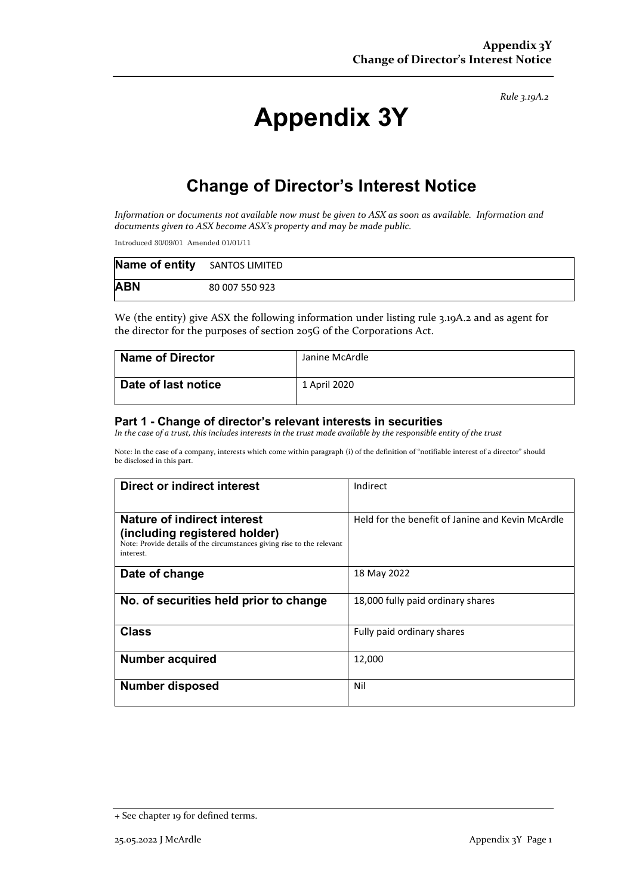*Rule 3.19A.2*

# Appendix 3Y

## Change of Director's Interest Notice

*Information or documents not available now must be given to ASX as soon as available. Information and documents given to ASX become ASX's property and may be made public.*

Introduced 30/09/01 Amended 01/01/11

| **Name of entity** | SANTOS LIMITED |
|---|---|
| **ABN** | 80 007 550 923 |

We (the entity) give ASX the following information under listing rule 3.19A.2 and as agent for the director for the purposes of section 205G of the Corporations Act.

| **Name of Director** | Janine McArdle |
|---|---|
| **Date of last notice** | 1 April 2020 |

### Part 1 - Change of director's relevant interests in securities

*In the case of a trust, this includes interests in the trust made available by the responsible entity of the trust*

Note: In the case of a company, interests which come within paragraph (i) of the definition of "notifiable interest of a director" should be disclosed in this part.

| **Direct or indirect interest** | Indirect |
|---|---|
| **Nature of indirect interest (including registered holder)** Note: Provide details of the circumstances giving rise to the relevant interest. | Held for the benefit of Janine and Kevin McArdle |
| **Date of change** | 18 May 2022 |
| **No. of securities held prior to change** | 18,000 fully paid ordinary shares |
| **Class** | Fully paid ordinary shares |
| **Number acquired** | 12,000 |
| **Number disposed** | Nil |

+ See chapter 19 for defined terms.

25.05.2022 J McArdle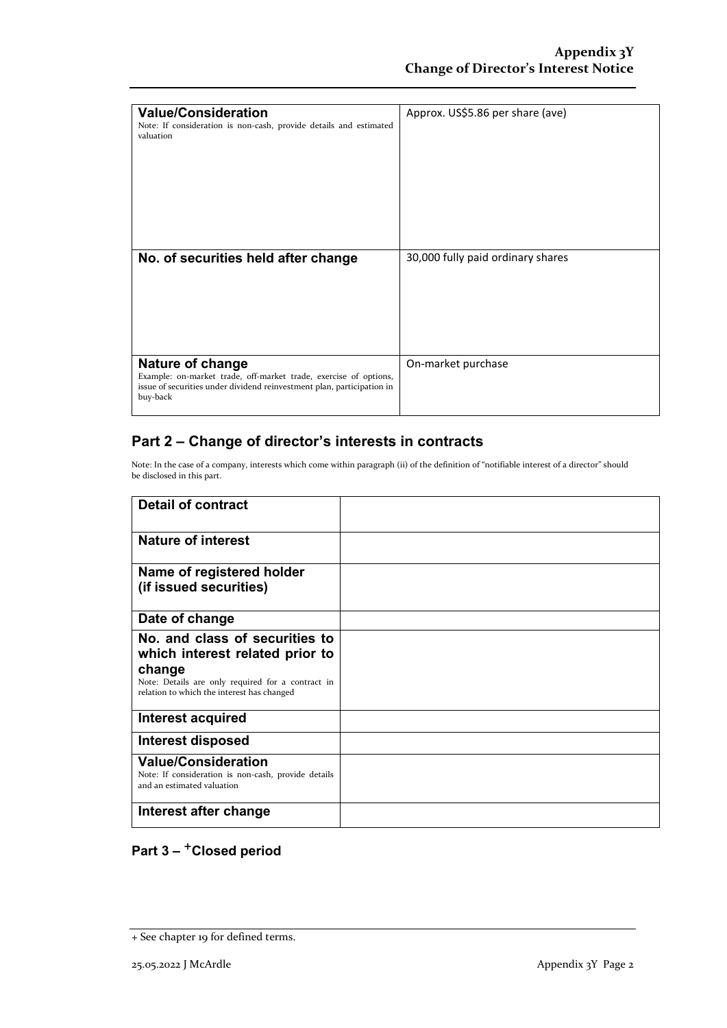| **Value/Consideration**<br>Note: If consideration is non-cash, provide details and estimated valuation | Approx. US$5.86 per share (ave) |
|---|---|
| **No. of securities held after change** | 30,000 fully paid ordinary shares |
| **Nature of change**<br>Example: on-market trade, off-market trade, exercise of options, issue of securities under dividend reinvestment plan, participation in buy-back | On-market purchase |

## Part 2 – Change of director's interests in contracts

Note: In the case of a company, interests which come within paragraph (ii) of the definition of "notifiable interest of a director" should be disclosed in this part.

| **Detail of contract** | |
|---|---|
| **Nature of interest** | |
| **Name of registered holder (if issued securities)** | |
| **Date of change** | |
| **No. and class of securities to which interest related prior to change**<br>Note: Details are only required for a contract in relation to which the interest has changed | |
| **Interest acquired** | |
| **Interest disposed** | |
| **Value/Consideration**<br>Note: If consideration is non-cash, provide details and an estimated valuation | |
| **Interest after change** | |

## Part 3 – +Closed period

+ See chapter 19 for defined terms.

25.05.2022 J McArdle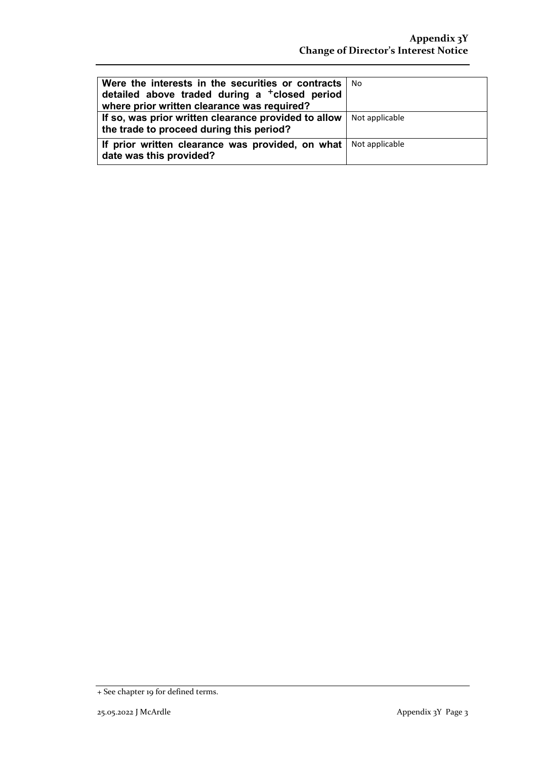| | |
|---|---|
| **Were the interests in the securities or contracts detailed above traded during a +closed period where prior written clearance was required?** | No |
| **If so, was prior written clearance provided to allow the trade to proceed during this period?** | Not applicable |
| **If prior written clearance was provided, on what date was this provided?** | Not applicable |